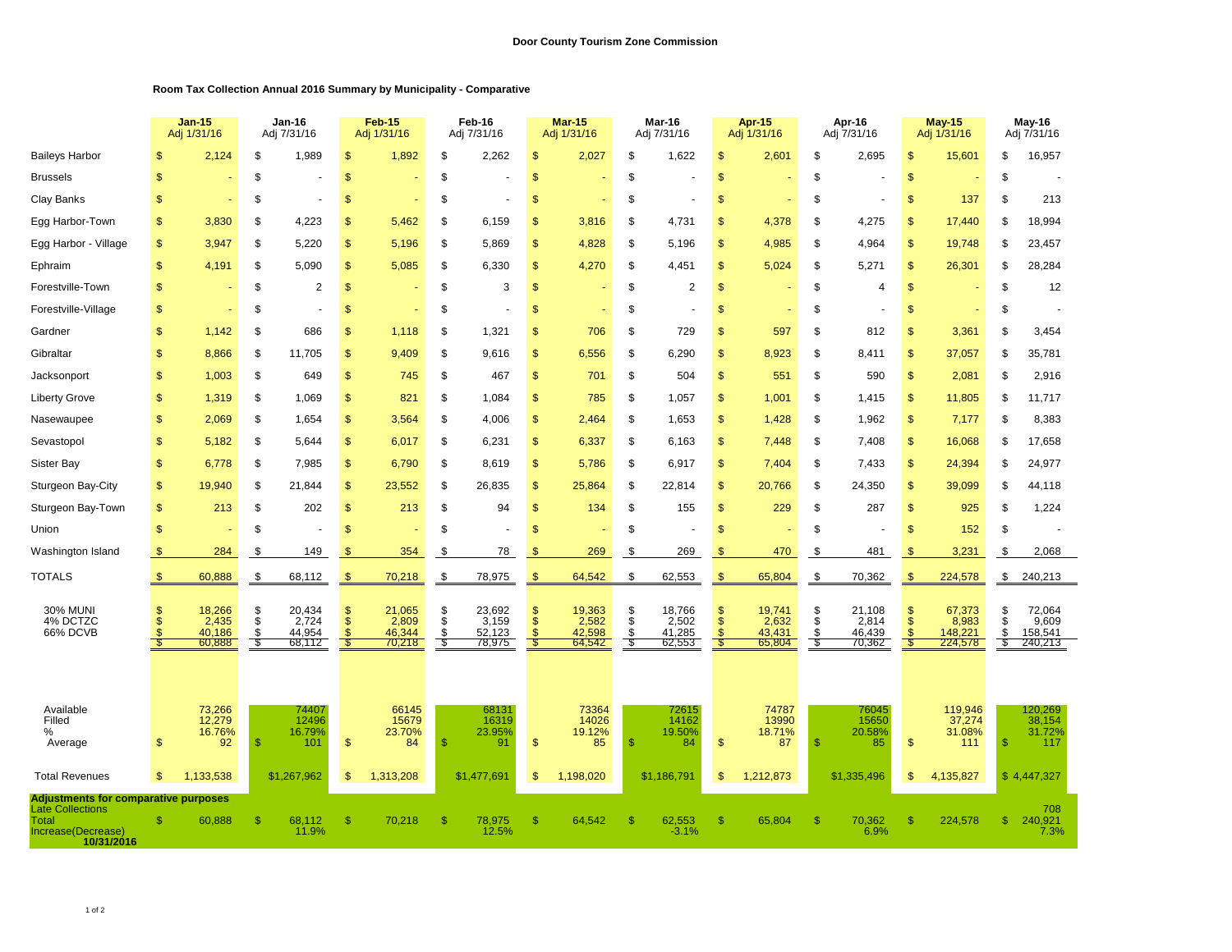## Door County Tourism Zone Commission

### Room Tax Collection Annual 2016 Summary by Municipality - Comparative

| | Jan-15 Adj 1/31/16 | Jan-16 Adj 7/31/16 | Feb-15 Adj 1/31/16 | Feb-16 Adj 7/31/16 | Mar-15 Adj 1/31/16 | Mar-16 Adj 7/31/16 | Apr-15 Adj 1/31/16 | Apr-16 Adj 7/31/16 | May-15 Adj 1/31/16 | May-16 Adj 7/31/16 |
|---|---|---|---|---|---|---|---|---|---|---|
| Baileys Harbor | $ 2,124 | $ 1,989 | $ 1,892 | $ 2,262 | $ 2,027 | $ 1,622 | $ 2,601 | $ 2,695 | $ 15,601 | $ 16,957 |
| Brussels | $ - | $ - | $ - | $ - | $ - | $ - | $ - | $ - | $ - | $ - |
| Clay Banks | $ - | $ - | $ - | $ - | $ - | $ - | $ - | $ - | $ 137 | $ 213 |
| Egg Harbor-Town | $ 3,830 | $ 4,223 | $ 5,462 | $ 6,159 | $ 3,816 | $ 4,731 | $ 4,378 | $ 4,275 | $ 17,440 | $ 18,994 |
| Egg Harbor - Village | $ 3,947 | $ 5,220 | $ 5,196 | $ 5,869 | $ 4,828 | $ 5,196 | $ 4,985 | $ 4,964 | $ 19,748 | $ 23,457 |
| Ephraim | $ 4,191 | $ 5,090 | $ 5,085 | $ 6,330 | $ 4,270 | $ 4,451 | $ 5,024 | $ 5,271 | $ 26,301 | $ 28,284 |
| Forestville-Town | $ - | $ 2 | $ - | $ 3 | $ - | $ 2 | $ - | $ 4 | $ - | $ 12 |
| Forestville-Village | $ - | $ - | $ - | $ - | $ - | $ - | $ - | $ - | $ - | $ - |
| Gardner | $ 1,142 | $ 686 | $ 1,118 | $ 1,321 | $ 706 | $ 729 | $ 597 | $ 812 | $ 3,361 | $ 3,454 |
| Gibraltar | $ 8,866 | $ 11,705 | $ 9,409 | $ 9,616 | $ 6,556 | $ 6,290 | $ 8,923 | $ 8,411 | $ 37,057 | $ 35,781 |
| Jacksonport | $ 1,003 | $ 649 | $ 745 | $ 467 | $ 701 | $ 504 | $ 551 | $ 590 | $ 2,081 | $ 2,916 |
| Liberty Grove | $ 1,319 | $ 1,069 | $ 821 | $ 1,084 | $ 785 | $ 1,057 | $ 1,001 | $ 1,415 | $ 11,805 | $ 11,717 |
| Nasewaupee | $ 2,069 | $ 1,654 | $ 3,564 | $ 4,006 | $ 2,464 | $ 1,653 | $ 1,428 | $ 1,962 | $ 7,177 | $ 8,383 |
| Sevastopol | $ 5,182 | $ 5,644 | $ 6,017 | $ 6,231 | $ 6,337 | $ 6,163 | $ 7,448 | $ 7,408 | $ 16,068 | $ 17,658 |
| Sister Bay | $ 6,778 | $ 7,985 | $ 6,790 | $ 8,619 | $ 5,786 | $ 6,917 | $ 7,404 | $ 7,433 | $ 24,394 | $ 24,977 |
| Sturgeon Bay-City | $ 19,940 | $ 21,844 | $ 23,552 | $ 26,835 | $ 25,864 | $ 22,814 | $ 20,766 | $ 24,350 | $ 39,099 | $ 44,118 |
| Sturgeon Bay-Town | $ 213 | $ 202 | $ 213 | $ 94 | $ 134 | $ 155 | $ 229 | $ 287 | $ 925 | $ 1,224 |
| Union | $ - | $ - | $ - | $ - | $ - | $ - | $ - | $ - | $ 152 | $ - |
| Washington Island | $ 284 | $ 149 | $ 354 | $ 78 | $ 269 | $ 269 | $ 470 | $ 481 | $ 3,231 | $ 2,068 |
| TOTALS | $ 60,888 | $ 68,112 | $ 70,218 | $ 78,975 | $ 64,542 | $ 62,553 | $ 65,804 | $ 70,362 | $ 224,578 | $ 240,213 |
| 30% MUNI | $ 18,266 | $ 20,434 | $ 21,065 | $ 23,692 | $ 19,363 | $ 18,766 | $ 19,741 | $ 21,108 | $ 67,373 | $ 72,064 |
| 4% DCTZC | $ 2,435 | $ 2,724 | $ 2,809 | $ 3,159 | $ 2,582 | $ 2,502 | $ 2,632 | $ 2,814 | $ 8,983 | $ 9,609 |
| 66% DCVB | $ 40,186 | $ 44,954 | $ 46,344 | $ 52,123 | $ 42,598 | $ 41,285 | $ 43,431 | $ 46,439 | $ 148,221 | $ 158,541 |
| | $ 60,888 | $ 68,112 | $ 70,218 | $ 78,975 | $ 64,542 | $ 62,553 | $ 65,804 | $ 70,362 | $ 224,578 | $ 240,213 |
| Available | 73,266 | 74407 | 66145 | 68131 | 73364 | 72615 | 74787 | 76045 | 119,946 | 120,269 |
| Filled | 12,279 | 12496 | 15679 | 16319 | 14026 | 14162 | 13990 | 15650 | 37,274 | 38,154 |
| % | 16.76% | 16.79% | 23.70% | 23.95% | 19.12% | 19.50% | 18.71% | 20.58% | 31.08% | 31.72% |
| Average | $ 92 | $ 101 | $ 84 | $ 91 | $ 85 | $ 84 | $ 87 | $ 85 | $ 111 | $ 117 |
| Total Revenues | $ 1,133,538 | $1,267,962 | $ 1,313,208 | $1,477,691 | $ 1,198,020 | $1,186,791 | $ 1,212,873 | $1,335,496 | $ 4,135,827 | $ 4,447,327 |
| **Adjustments for comparative purposes** | | | | | | | | | | |
| Late Collections | | | | | | | | | | 708 |
| Total | $ 60,888 | $ 68,112 | $ 70,218 | $ 78,975 | $ 64,542 | $ 62,553 | $ 65,804 | $ 70,362 | $ 224,578 | $ 240,921 |
| Increase(Decrease) | | 11.9% | | 12.5% | | -3.1% | | 6.9% | | 7.3% |
| **10/31/2016** | | | | | | | | | | |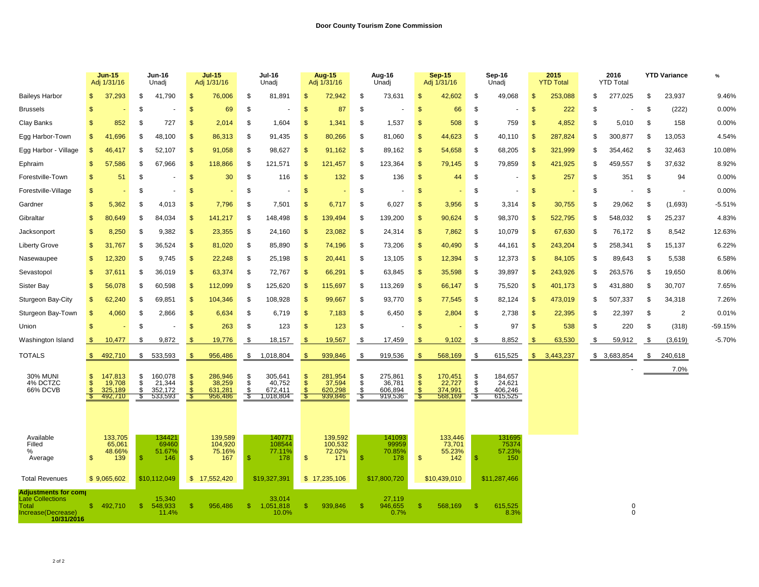**Door County Tourism Zone Commission**

| | Jun-15 Adj 1/31/16 | Jun-16 Unadj | Jul-15 Adj 1/31/16 | Jul-16 Unadj | Aug-15 Adj 1/31/16 | Aug-16 Unadj | Sep-15 Adj 1/31/16 | Sep-16 Unadj | 2015 YTD Total | 2016 YTD Total | YTD Variance | % |
|---|---|---|---|---|---|---|---|---|---|---|---|---|
| Baileys Harbor | $ 37,293 | $ 41,790 | $ 76,006 | $ 81,891 | $ 72,942 | $ 73,631 | $ 42,602 | $ 49,068 | $ 253,088 | $ 277,025 | $ 23,937 | 9.46% |
| Brussels | $ - | $ - | $ 69 | $ - | $ 87 | $ - | $ 66 | $ - | $ 222 | $ - | $ (222) | 0.00% |
| Clay Banks | $ 852 | $ 727 | $ 2,014 | $ 1,604 | $ 1,341 | $ 1,537 | $ 508 | $ 759 | $ 4,852 | $ 5,010 | $ 158 | 0.00% |
| Egg Harbor-Town | $ 41,696 | $ 48,100 | $ 86,313 | $ 91,435 | $ 80,266 | $ 81,060 | $ 44,623 | $ 40,110 | $ 287,824 | $ 300,877 | $ 13,053 | 4.54% |
| Egg Harbor - Village | $ 46,417 | $ 52,107 | $ 91,058 | $ 98,627 | $ 91,162 | $ 89,162 | $ 54,658 | $ 68,205 | $ 321,999 | $ 354,462 | $ 32,463 | 10.08% |
| Ephraim | $ 57,586 | $ 67,966 | $ 118,866 | $ 121,571 | $ 121,457 | $ 123,364 | $ 79,145 | $ 79,859 | $ 421,925 | $ 459,557 | $ 37,632 | 8.92% |
| Forestville-Town | $ 51 | $ - | $ 30 | $ 116 | $ 132 | $ 136 | $ 44 | $ - | $ 257 | $ 351 | $ 94 | 0.00% |
| Forestville-Village | $ - | $ - | $ - | $ - | $ - | $ - | $ - | $ - | $ - | $ - | $ - | 0.00% |
| Gardner | $ 5,362 | $ 4,013 | $ 7,796 | $ 7,501 | $ 6,717 | $ 6,027 | $ 3,956 | $ 3,314 | $ 30,755 | $ 29,062 | $ (1,693) | -5.51% |
| Gibraltar | $ 80,649 | $ 84,034 | $ 141,217 | $ 148,498 | $ 139,494 | $ 139,200 | $ 90,624 | $ 98,370 | $ 522,795 | $ 548,032 | $ 25,237 | 4.83% |
| Jacksonport | $ 8,250 | $ 9,382 | $ 23,355 | $ 24,160 | $ 23,082 | $ 24,314 | $ 7,862 | $ 10,079 | $ 67,630 | $ 76,172 | $ 8,542 | 12.63% |
| Liberty Grove | $ 31,767 | $ 36,524 | $ 81,020 | $ 85,890 | $ 74,196 | $ 73,206 | $ 40,490 | $ 44,161 | $ 243,204 | $ 258,341 | $ 15,137 | 6.22% |
| Nasewaupee | $ 12,320 | $ 9,745 | $ 22,248 | $ 25,198 | $ 20,441 | $ 13,105 | $ 12,394 | $ 12,373 | $ 84,105 | $ 89,643 | $ 5,538 | 6.58% |
| Sevastopol | $ 37,611 | $ 36,019 | $ 63,374 | $ 72,767 | $ 66,291 | $ 63,845 | $ 35,598 | $ 39,897 | $ 243,926 | $ 263,576 | $ 19,650 | 8.06% |
| Sister Bay | $ 56,078 | $ 60,598 | $ 112,099 | $ 125,620 | $ 115,697 | $ 113,269 | $ 66,147 | $ 75,520 | $ 401,173 | $ 431,880 | $ 30,707 | 7.65% |
| Sturgeon Bay-City | $ 62,240 | $ 69,851 | $ 104,346 | $ 108,928 | $ 99,667 | $ 93,770 | $ 77,545 | $ 82,124 | $ 473,019 | $ 507,337 | $ 34,318 | 7.26% |
| Sturgeon Bay-Town | $ 4,060 | $ 2,866 | $ 6,634 | $ 6,719 | $ 7,183 | $ 6,450 | $ 2,804 | $ 2,738 | $ 22,395 | $ 22,397 | $ 2 | 0.01% |
| Union | $ - | $ - | $ 263 | $ 123 | $ 123 | $ - | $ - | $ 97 | $ 538 | $ 220 | $ (318) | -59.15% |
| Washington Island | $ 10,477 | $ 9,872 | $ 19,776 | $ 18,157 | $ 19,567 | $ 17,459 | $ 9,102 | $ 8,852 | $ 63,530 | $ 59,912 | $ (3,619) | -5.70% |
| TOTALS | $ 492,710 | $ 533,593 | $ 956,486 | $ 1,018,804 | $ 939,846 | $ 919,536 | $ 568,169 | $ 615,525 | $ 3,443,237 | $ 3,683,854 | $ 240,618 | |
| | | | | | | | | | | - | 7.0% | |
| 30% MUNI | $ 147,813 | $ 160,078 | $ 286,946 | $ 305,641 | $ 281,954 | $ 275,861 | $ 170,451 | $ 184,657 | | | | |
| 4% DCTZC | $ 19,708 | $ 21,344 | $ 38,259 | $ 40,752 | $ 37,594 | $ 36,781 | $ 22,727 | $ 24,621 | | | | |
| 66% DCVB | $ 325,189 | $ 352,172 | $ 631,281 | $ 672,411 | $ 620,298 | $ 606,894 | $ 374,991 | $ 406,246 | | | | |
| | $ 492,710 | $ 533,593 | $ 956,486 | $ 1,018,804 | $ 939,846 | $ 919,536 | $ 568,169 | $ 615,525 | | | | |
| Available | 133,705 | 134421 | 139,589 | 140771 | 139,592 | 141093 | 133,446 | 131695 | | | | |
| Filled | 65,061 | 69460 | 104,920 | 108544 | 100,532 | 99959 | 73,701 | 75374 | | | | |
| % | 48.66% | 51.67% | 75.16% | 77.11% | 72.02% | 70.85% | 55.23% | 57.23% | | | | |
| Average | $ 139 | $ 146 | $ 167 | $ 178 | $ 171 | $ 178 | $ 142 | $ 150 | | | | |
| Total Revenues | $ 9,065,602 | $10,112,049 | $ 17,552,420 | $19,327,391 | $ 17,235,106 | $17,800,720 | $10,439,010 | $11,287,466 | | | | |
| Adjustments for comp | | | | | | | | | | | | |
| Late Collections | | 15,340 | | 33,014 | | 27,119 | | | | | | |
| Total | $ 492,710 | $ 548,933 | $ 956,486 | $ 1,051,818 | $ 939,846 | $ 946,655 | $ 568,169 | $ 615,525 | | 0 | | |
| Increase(Decrease) | | 11.4% | | 10.0% | | 0.7% | | 8.3% | | 0 | | |
| 10/31/2016 | | | | | | | | | | | | |